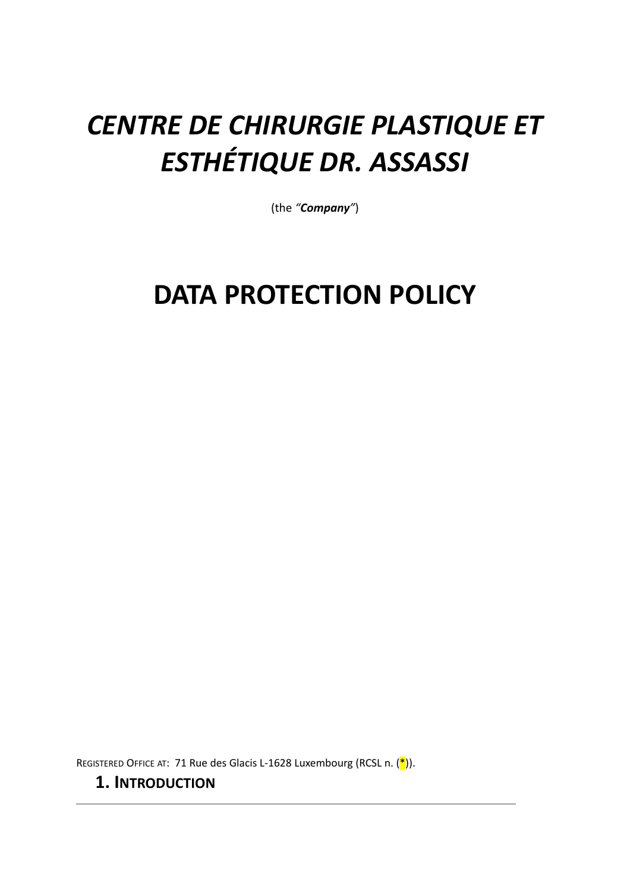# *CENTRE DE CHIRURGIE PLASTIQUE ET ESTHÉTIQUE DR. ASSASSI*

(the *"**Company**"*)

# DATA PROTECTION POLICY

REGISTERED OFFICE AT: 71 Rue des Glacis L-1628 Luxembourg (RCSL n. (*)).

## 1. INTRODUCTION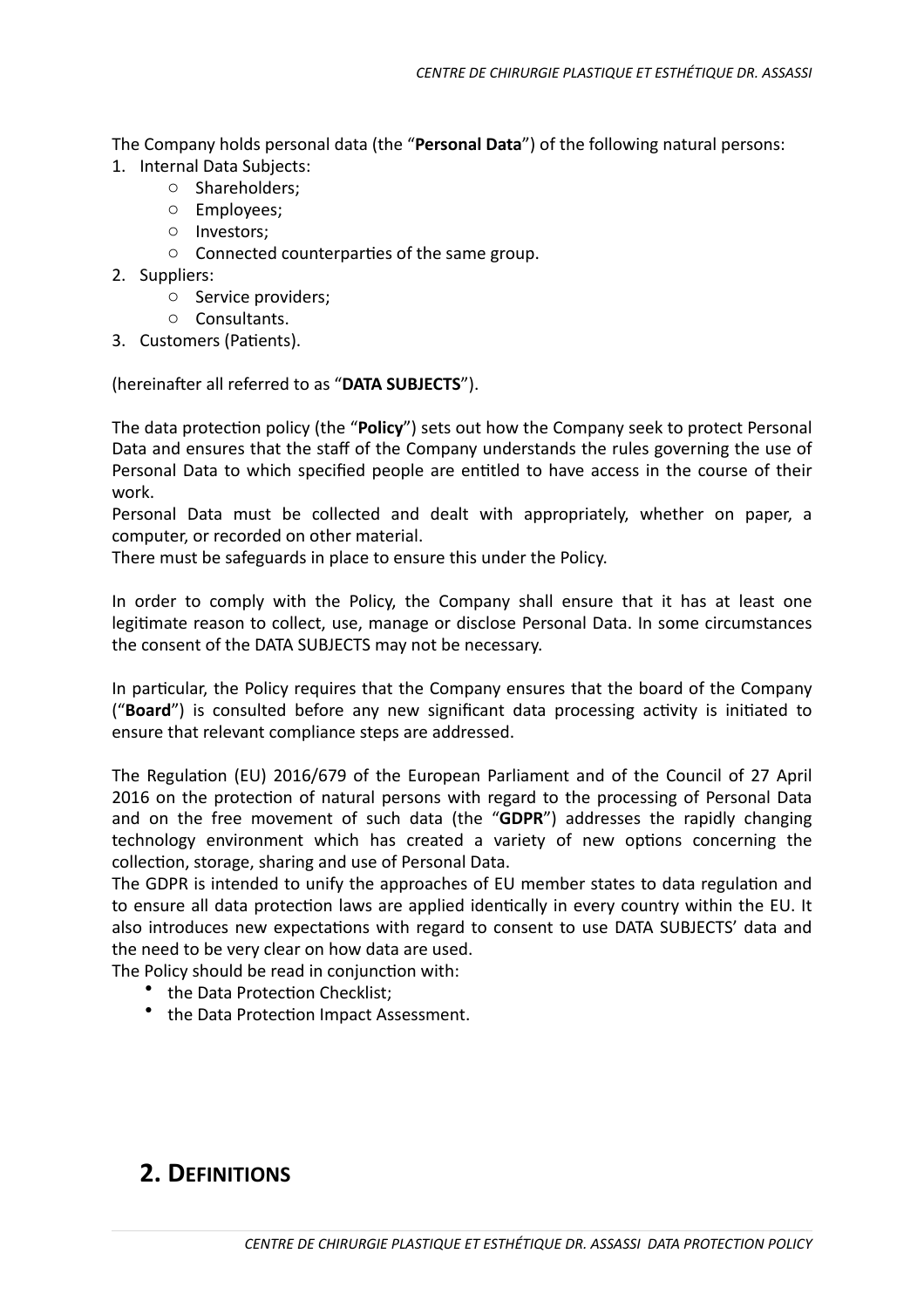The Company holds personal data (the "**Personal Data**") of the following natural persons:

1. Internal Data Subjects:
   - Shareholders;
   - Employees;
   - Investors;
   - Connected counterparties of the same group.
2. Suppliers:
   - Service providers;
   - Consultants.
3. Customers (Patients).

(hereinafter all referred to as "**DATA SUBJECTS**").

The data protection policy (the "**Policy**") sets out how the Company seek to protect Personal Data and ensures that the staff of the Company understands the rules governing the use of Personal Data to which specified people are entitled to have access in the course of their work.
Personal Data must be collected and dealt with appropriately, whether on paper, a computer, or recorded on other material.
There must be safeguards in place to ensure this under the Policy.

In order to comply with the Policy, the Company shall ensure that it has at least one legitimate reason to collect, use, manage or disclose Personal Data. In some circumstances the consent of the DATA SUBJECTS may not be necessary.

In particular, the Policy requires that the Company ensures that the board of the Company ("**Board**") is consulted before any new significant data processing activity is initiated to ensure that relevant compliance steps are addressed.

The Regulation (EU) 2016/679 of the European Parliament and of the Council of 27 April 2016 on the protection of natural persons with regard to the processing of Personal Data and on the free movement of such data (the "**GDPR**") addresses the rapidly changing technology environment which has created a variety of new options concerning the collection, storage, sharing and use of Personal Data.
The GDPR is intended to unify the approaches of EU member states to data regulation and to ensure all data protection laws are applied identically in every country within the EU. It also introduces new expectations with regard to consent to use DATA SUBJECTS' data and the need to be very clear on how data are used.
The Policy should be read in conjunction with:

- the Data Protection Checklist;
- the Data Protection Impact Assessment.

## 2. Definitions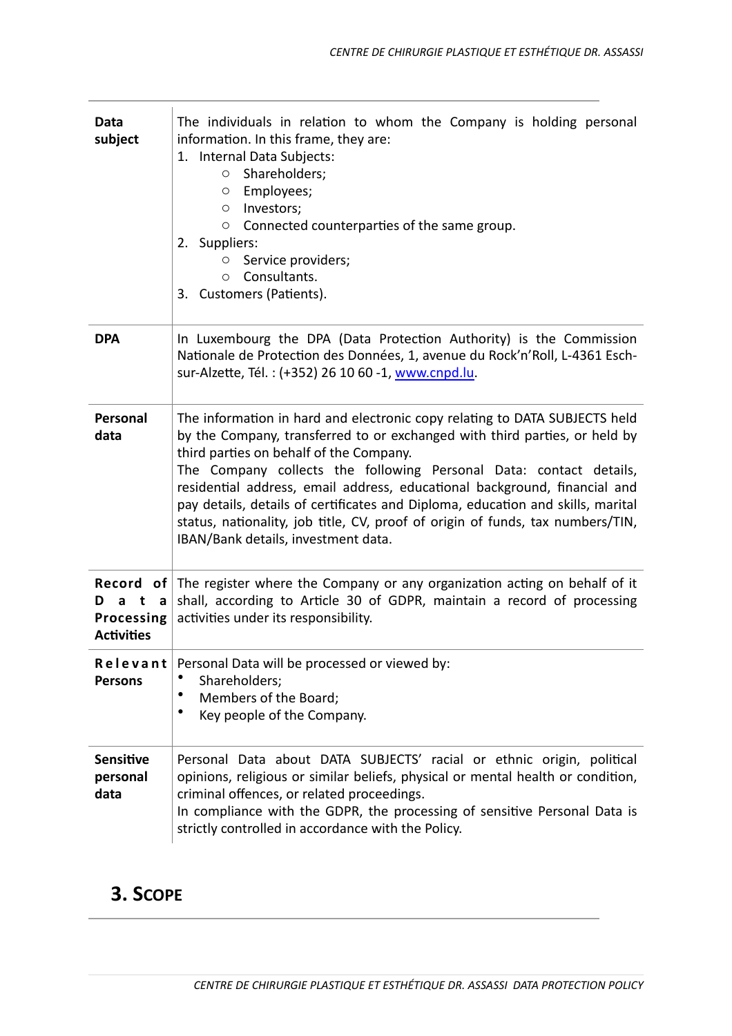| | |
|---|---|
| **Data subject** | The individuals in relation to whom the Company is holding personal information. In this frame, they are:<br>1. Internal Data Subjects:<br>○ Shareholders;<br>○ Employees;<br>○ Investors;<br>○ Connected counterparties of the same group.<br>2. Suppliers:<br>○ Service providers;<br>○ Consultants.<br>3. Customers (Patients). |
| **DPA** | In Luxembourg the DPA (Data Protection Authority) is the Commission Nationale de Protection des Données, 1, avenue du Rock'n'Roll, L-4361 Esch-sur-Alzette, Tél. : (+352) 26 10 60 -1, [www.cnpd.lu](www.cnpd.lu). |
| **Personal data** | The information in hard and electronic copy relating to DATA SUBJECTS held by the Company, transferred to or exchanged with third parties, or held by third parties on behalf of the Company.<br>The Company collects the following Personal Data: contact details, residential address, email address, educational background, financial and pay details, details of certificates and Diploma, education and skills, marital status, nationality, job title, CV, proof of origin of funds, tax numbers/TIN, IBAN/Bank details, investment data. |
| **Record of Data Processing Activities** | The register where the Company or any organization acting on behalf of it shall, according to Article 30 of GDPR, maintain a record of processing activities under its responsibility. |
| **Relevant Persons** | Personal Data will be processed or viewed by:<br>• Shareholders;<br>• Members of the Board;<br>• Key people of the Company. |
| **Sensitive personal data** | Personal Data about DATA SUBJECTS' racial or ethnic origin, political opinions, religious or similar beliefs, physical or mental health or condition, criminal offences, or related proceedings.<br>In compliance with the GDPR, the processing of sensitive Personal Data is strictly controlled in accordance with the Policy. |

## 3. SCOPE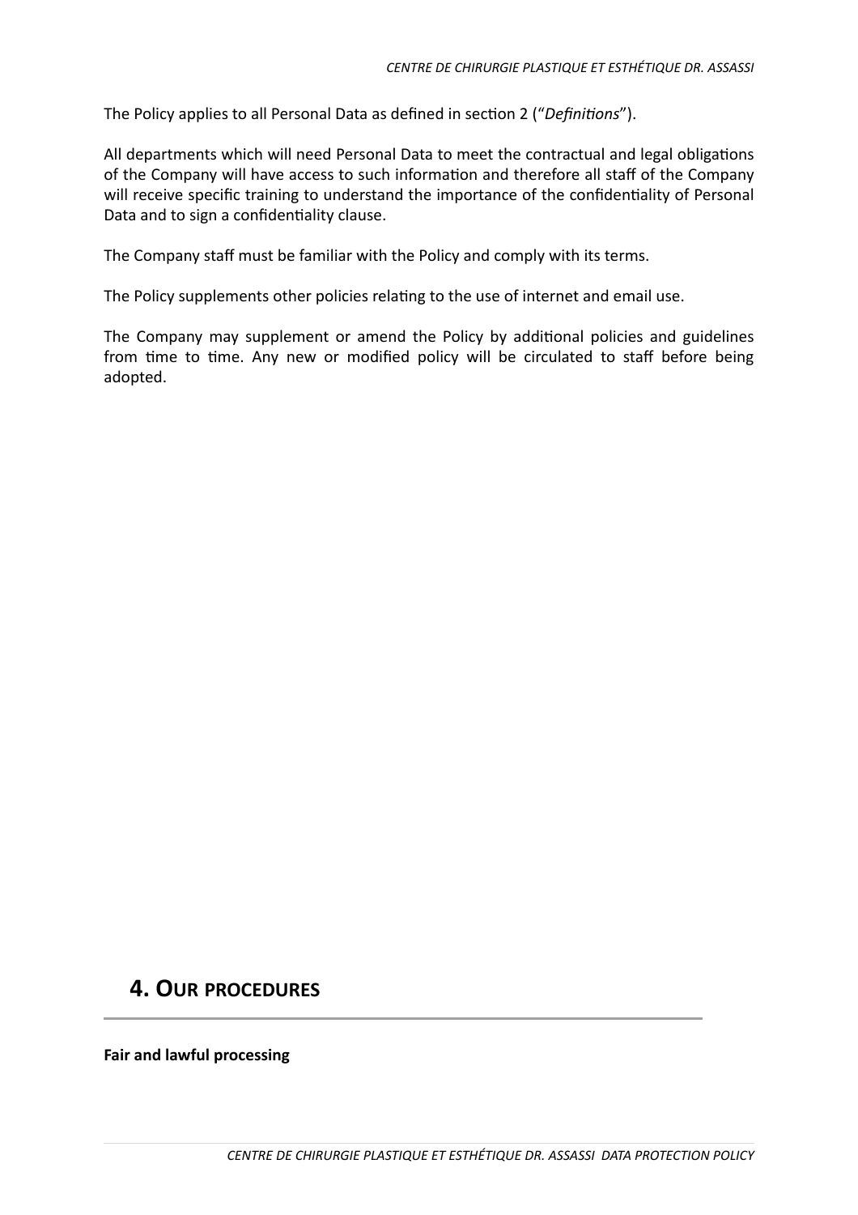The Policy applies to all Personal Data as defined in section 2 ("*Definitions*").

All departments which will need Personal Data to meet the contractual and legal obligations of the Company will have access to such information and therefore all staff of the Company will receive specific training to understand the importance of the confidentiality of Personal Data and to sign a confidentiality clause.

The Company staff must be familiar with the Policy and comply with its terms.

The Policy supplements other policies relating to the use of internet and email use.

The Company may supplement or amend the Policy by additional policies and guidelines from time to time. Any new or modified policy will be circulated to staff before being adopted.

## 4. Our procedures

**Fair and lawful processing**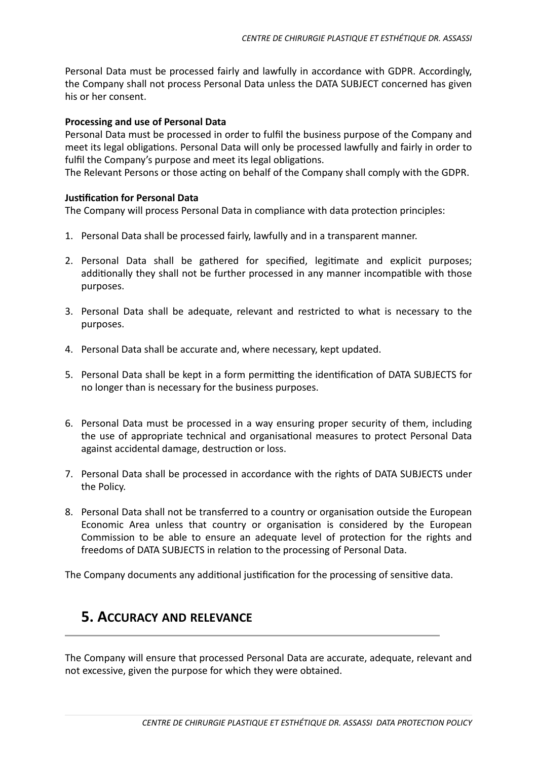Personal Data must be processed fairly and lawfully in accordance with GDPR. Accordingly, the Company shall not process Personal Data unless the DATA SUBJECT concerned has given his or her consent.

**Processing and use of Personal Data**

Personal Data must be processed in order to fulfil the business purpose of the Company and meet its legal obligations. Personal Data will only be processed lawfully and fairly in order to fulfil the Company's purpose and meet its legal obligations.

The Relevant Persons or those acting on behalf of the Company shall comply with the GDPR.

**Justification for Personal Data**

The Company will process Personal Data in compliance with data protection principles:

1. Personal Data shall be processed fairly, lawfully and in a transparent manner.
2. Personal Data shall be gathered for specified, legitimate and explicit purposes; additionally they shall not be further processed in any manner incompatible with those purposes.
3. Personal Data shall be adequate, relevant and restricted to what is necessary to the purposes.
4. Personal Data shall be accurate and, where necessary, kept updated.
5. Personal Data shall be kept in a form permitting the identification of DATA SUBJECTS for no longer than is necessary for the business purposes.
6. Personal Data must be processed in a way ensuring proper security of them, including the use of appropriate technical and organisational measures to protect Personal Data against accidental damage, destruction or loss.
7. Personal Data shall be processed in accordance with the rights of DATA SUBJECTS under the Policy.
8. Personal Data shall not be transferred to a country or organisation outside the European Economic Area unless that country or organisation is considered by the European Commission to be able to ensure an adequate level of protection for the rights and freedoms of DATA SUBJECTS in relation to the processing of Personal Data.

The Company documents any additional justification for the processing of sensitive data.

## 5. Accuracy and relevance

The Company will ensure that processed Personal Data are accurate, adequate, relevant and not excessive, given the purpose for which they were obtained.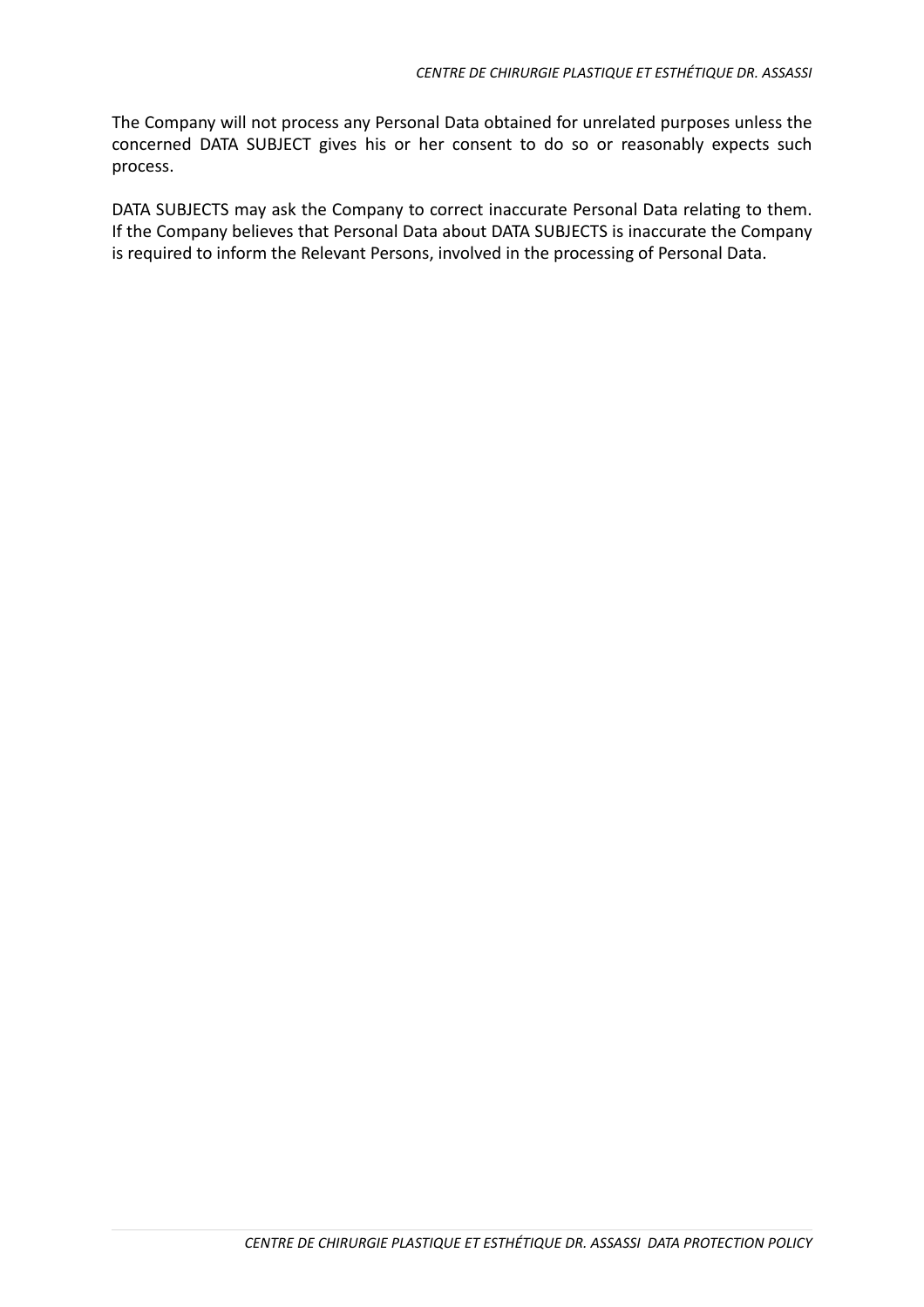The Company will not process any Personal Data obtained for unrelated purposes unless the concerned DATA SUBJECT gives his or her consent to do so or reasonably expects such process.

DATA SUBJECTS may ask the Company to correct inaccurate Personal Data relating to them. If the Company believes that Personal Data about DATA SUBJECTS is inaccurate the Company is required to inform the Relevant Persons, involved in the processing of Personal Data.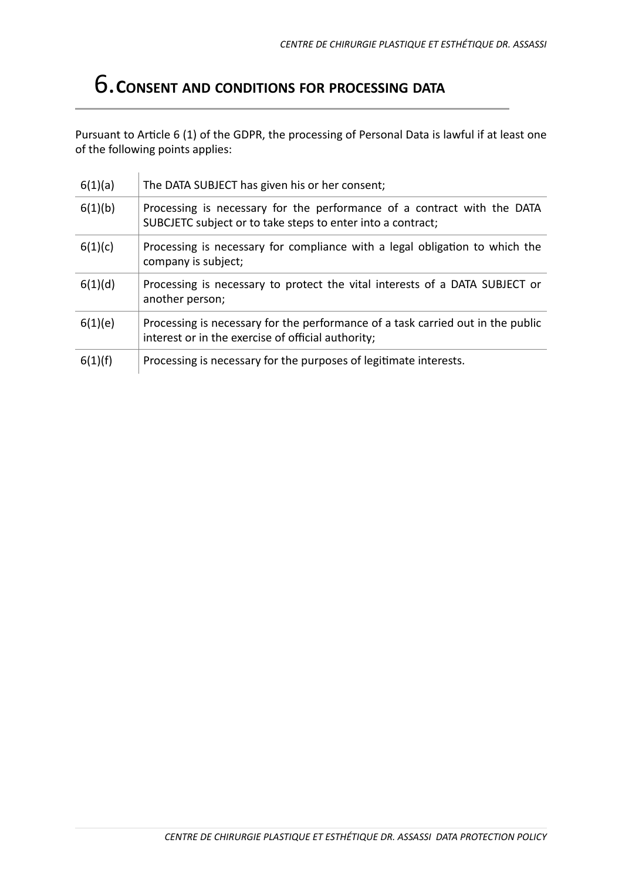# 6. Consent and conditions for processing data

Pursuant to Article 6 (1) of the GDPR, the processing of Personal Data is lawful if at least one of the following points applies:

| | |
|---|---|
| 6(1)(a) | The DATA SUBJECT has given his or her consent; |
| 6(1)(b) | Processing is necessary for the performance of a contract with the DATA SUBCJETC subject or to take steps to enter into a contract; |
| 6(1)(c) | Processing is necessary for compliance with a legal obligation to which the company is subject; |
| 6(1)(d) | Processing is necessary to protect the vital interests of a DATA SUBJECT or another person; |
| 6(1)(e) | Processing is necessary for the performance of a task carried out in the public interest or in the exercise of official authority; |
| 6(1)(f) | Processing is necessary for the purposes of legitimate interests. |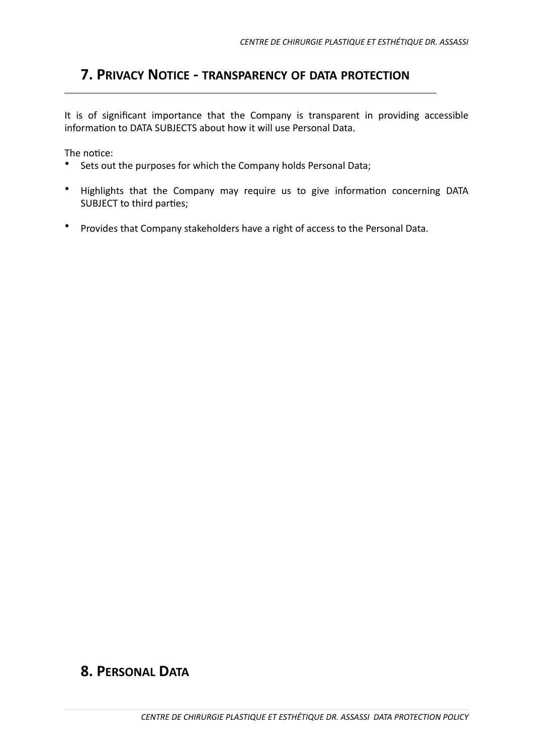## 7. Privacy Notice - transparency of data protection

It is of significant importance that the Company is transparent in providing accessible information to DATA SUBJECTS about how it will use Personal Data.

The notice:

- Sets out the purposes for which the Company holds Personal Data;
- Highlights that the Company may require us to give information concerning DATA SUBJECT to third parties;
- Provides that Company stakeholders have a right of access to the Personal Data.

## 8. Personal Data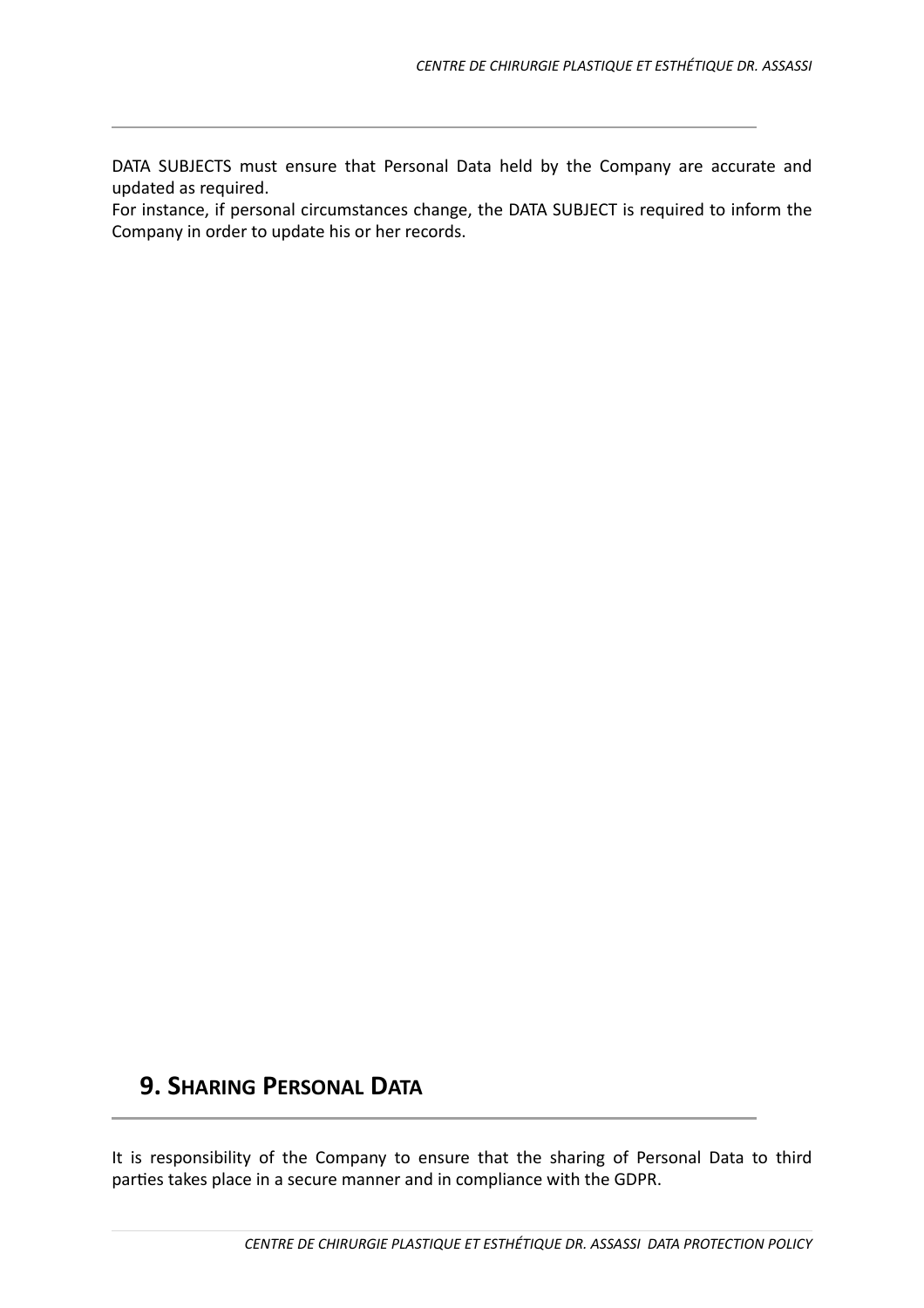DATA SUBJECTS must ensure that Personal Data held by the Company are accurate and updated as required.
For instance, if personal circumstances change, the DATA SUBJECT is required to inform the Company in order to update his or her records.

## 9. Sharing Personal Data

It is responsibility of the Company to ensure that the sharing of Personal Data to third parties takes place in a secure manner and in compliance with the GDPR.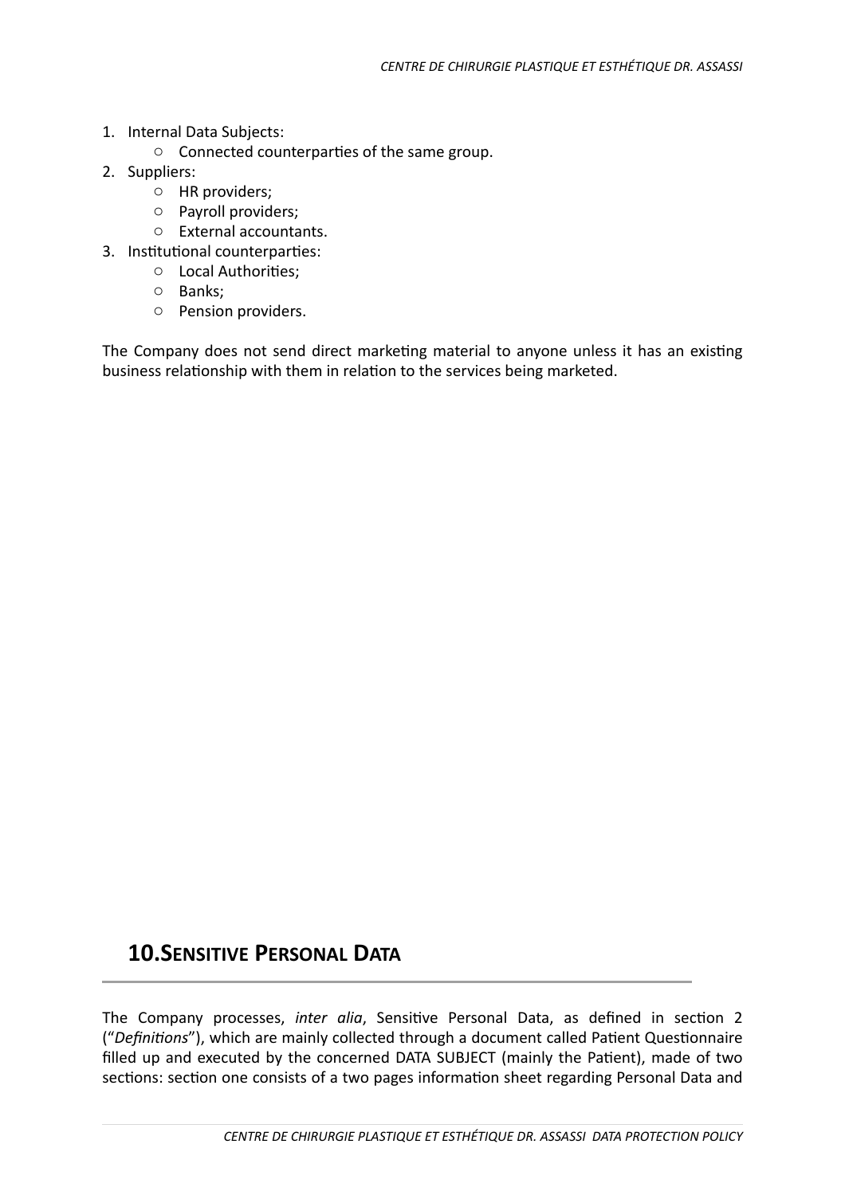1. Internal Data Subjects:
    - Connected counterparties of the same group.
2. Suppliers:
    - HR providers;
    - Payroll providers;
    - External accountants.
3. Institutional counterparties:
    - Local Authorities;
    - Banks;
    - Pension providers.

The Company does not send direct marketing material to anyone unless it has an existing business relationship with them in relation to the services being marketed.

## 10. Sensitive Personal Data

The Company processes, *inter alia*, Sensitive Personal Data, as defined in section 2 ("*Definitions*"), which are mainly collected through a document called Patient Questionnaire filled up and executed by the concerned DATA SUBJECT (mainly the Patient), made of two sections: section one consists of a two pages information sheet regarding Personal Data and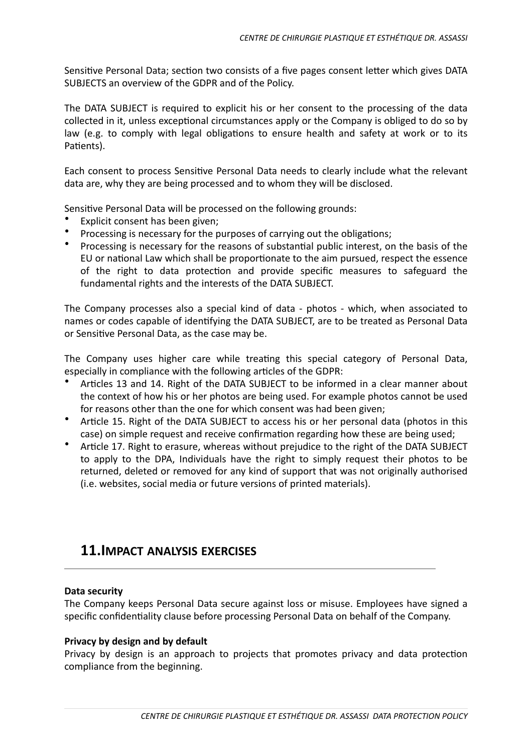Sensitive Personal Data; section two consists of a five pages consent letter which gives DATA SUBJECTS an overview of the GDPR and of the Policy.

The DATA SUBJECT is required to explicit his or her consent to the processing of the data collected in it, unless exceptional circumstances apply or the Company is obliged to do so by law (e.g. to comply with legal obligations to ensure health and safety at work or to its Patients).

Each consent to process Sensitive Personal Data needs to clearly include what the relevant data are, why they are being processed and to whom they will be disclosed.

Sensitive Personal Data will be processed on the following grounds:

- Explicit consent has been given;
- Processing is necessary for the purposes of carrying out the obligations;
- Processing is necessary for the reasons of substantial public interest, on the basis of the EU or national Law which shall be proportionate to the aim pursued, respect the essence of the right to data protection and provide specific measures to safeguard the fundamental rights and the interests of the DATA SUBJECT.

The Company processes also a special kind of data - photos - which, when associated to names or codes capable of identifying the DATA SUBJECT, are to be treated as Personal Data or Sensitive Personal Data, as the case may be.

The Company uses higher care while treating this special category of Personal Data, especially in compliance with the following articles of the GDPR:

- Articles 13 and 14. Right of the DATA SUBJECT to be informed in a clear manner about the context of how his or her photos are being used. For example photos cannot be used for reasons other than the one for which consent was had been given;
- Article 15. Right of the DATA SUBJECT to access his or her personal data (photos in this case) on simple request and receive confirmation regarding how these are being used;
- Article 17. Right to erasure, whereas without prejudice to the right of the DATA SUBJECT to apply to the DPA, Individuals have the right to simply request their photos to be returned, deleted or removed for any kind of support that was not originally authorised (i.e. websites, social media or future versions of printed materials).

## 11. IMPACT ANALYSIS EXERCISES

**Data security**

The Company keeps Personal Data secure against loss or misuse. Employees have signed a specific confidentiality clause before processing Personal Data on behalf of the Company.

**Privacy by design and by default**

Privacy by design is an approach to projects that promotes privacy and data protection compliance from the beginning.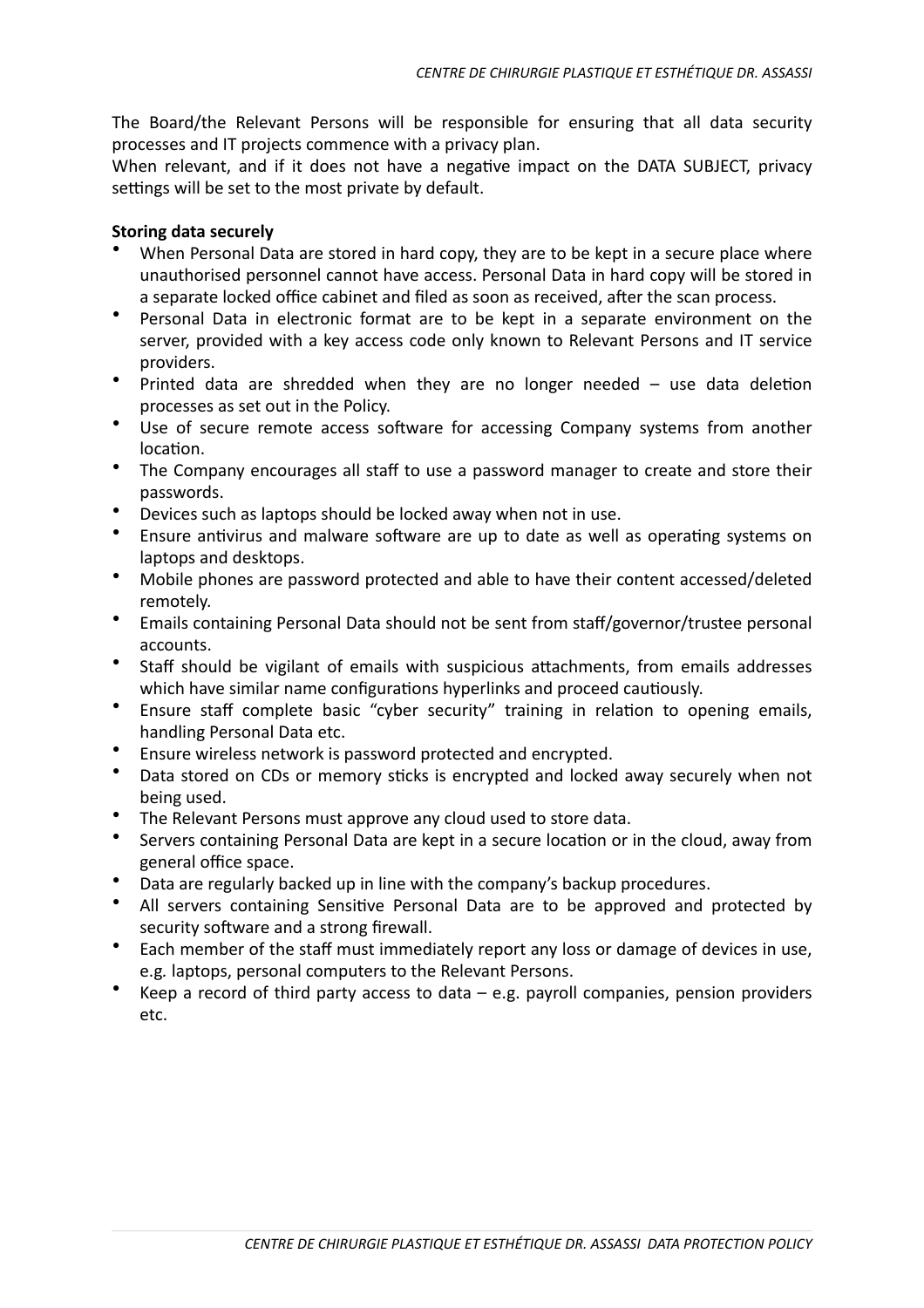The Board/the Relevant Persons will be responsible for ensuring that all data security processes and IT projects commence with a privacy plan.
When relevant, and if it does not have a negative impact on the DATA SUBJECT, privacy settings will be set to the most private by default.

**Storing data securely**

- When Personal Data are stored in hard copy, they are to be kept in a secure place where unauthorised personnel cannot have access. Personal Data in hard copy will be stored in a separate locked office cabinet and filed as soon as received, after the scan process.
- Personal Data in electronic format are to be kept in a separate environment on the server, provided with a key access code only known to Relevant Persons and IT service providers.
- Printed data are shredded when they are no longer needed – use data deletion processes as set out in the Policy.
- Use of secure remote access software for accessing Company systems from another location.
- The Company encourages all staff to use a password manager to create and store their passwords.
- Devices such as laptops should be locked away when not in use.
- Ensure antivirus and malware software are up to date as well as operating systems on laptops and desktops.
- Mobile phones are password protected and able to have their content accessed/deleted remotely.
- Emails containing Personal Data should not be sent from staff/governor/trustee personal accounts.
- Staff should be vigilant of emails with suspicious attachments, from emails addresses which have similar name configurations hyperlinks and proceed cautiously.
- Ensure staff complete basic "cyber security" training in relation to opening emails, handling Personal Data etc.
- Ensure wireless network is password protected and encrypted.
- Data stored on CDs or memory sticks is encrypted and locked away securely when not being used.
- The Relevant Persons must approve any cloud used to store data.
- Servers containing Personal Data are kept in a secure location or in the cloud, away from general office space.
- Data are regularly backed up in line with the company's backup procedures.
- All servers containing Sensitive Personal Data are to be approved and protected by security software and a strong firewall.
- Each member of the staff must immediately report any loss or damage of devices in use, e.g. laptops, personal computers to the Relevant Persons.
- Keep a record of third party access to data – e.g. payroll companies, pension providers etc.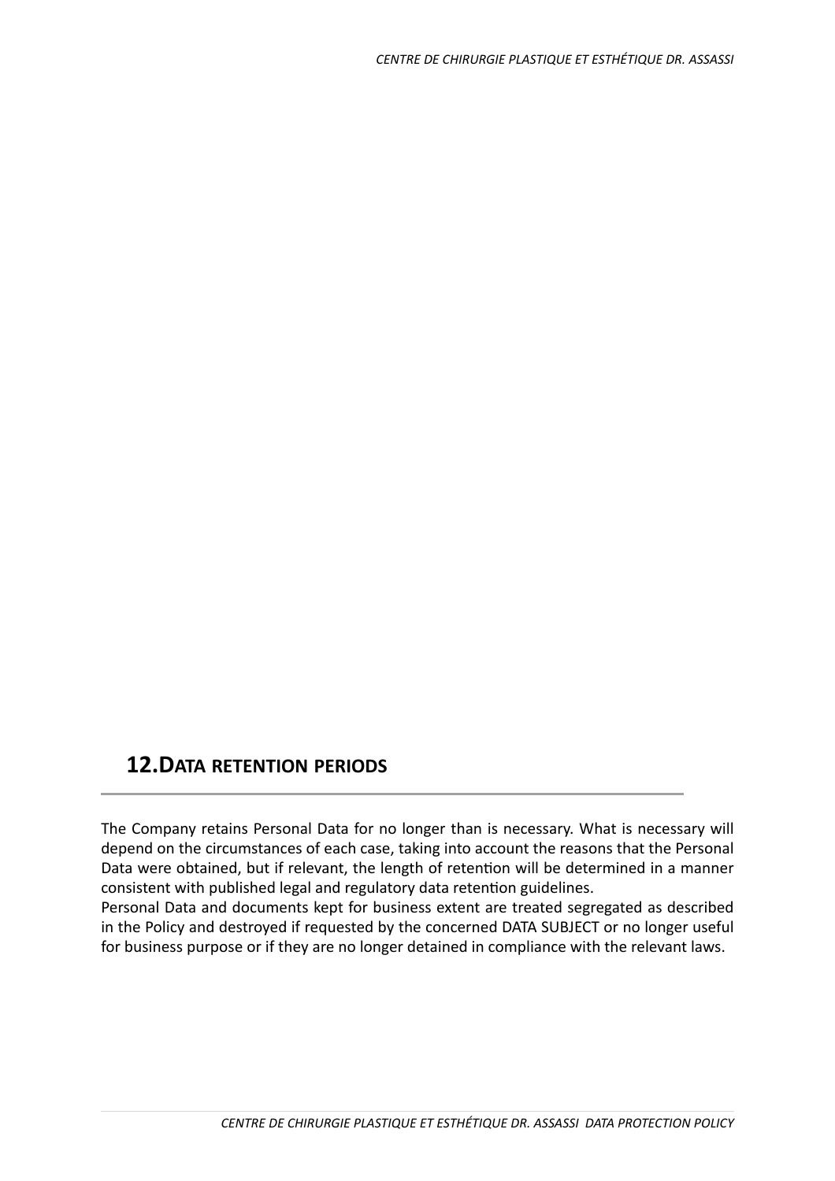## 12. Data retention periods

The Company retains Personal Data for no longer than is necessary. What is necessary will depend on the circumstances of each case, taking into account the reasons that the Personal Data were obtained, but if relevant, the length of retention will be determined in a manner consistent with published legal and regulatory data retention guidelines.

Personal Data and documents kept for business extent are treated segregated as described in the Policy and destroyed if requested by the concerned DATA SUBJECT or no longer useful for business purpose or if they are no longer detained in compliance with the relevant laws.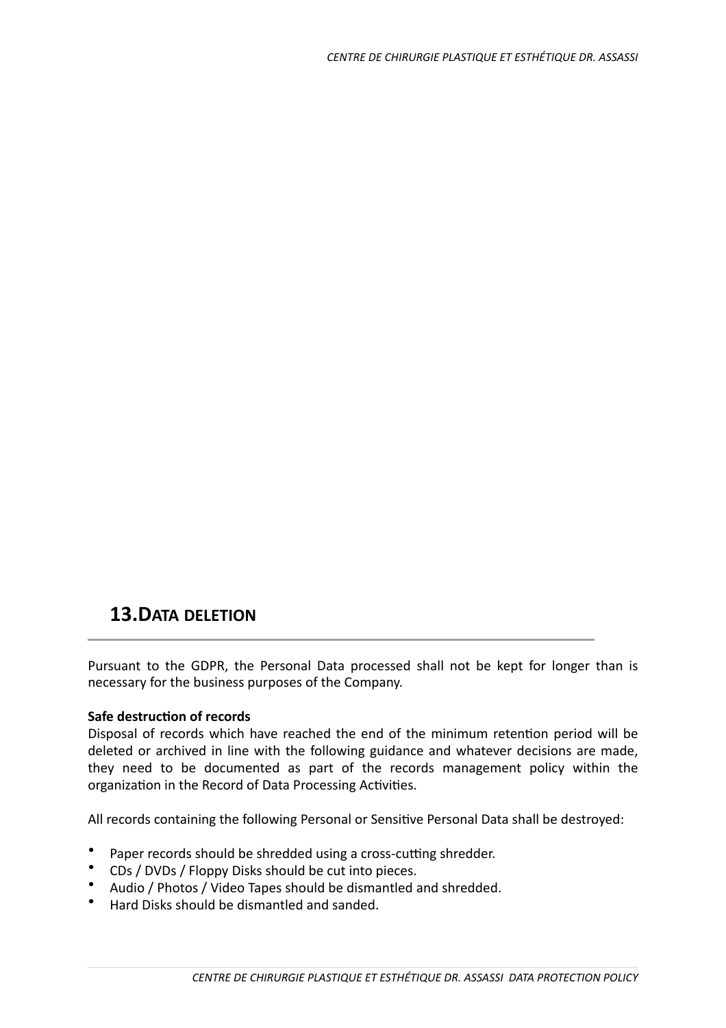## 13. DATA DELETION

Pursuant to the GDPR, the Personal Data processed shall not be kept for longer than is necessary for the business purposes of the Company.

**Safe destruction of records**
Disposal of records which have reached the end of the minimum retention period will be deleted or archived in line with the following guidance and whatever decisions are made, they need to be documented as part of the records management policy within the organization in the Record of Data Processing Activities.

All records containing the following Personal or Sensitive Personal Data shall be destroyed:

- Paper records should be shredded using a cross-cutting shredder.
- CDs / DVDs / Floppy Disks should be cut into pieces.
- Audio / Photos / Video Tapes should be dismantled and shredded.
- Hard Disks should be dismantled and sanded.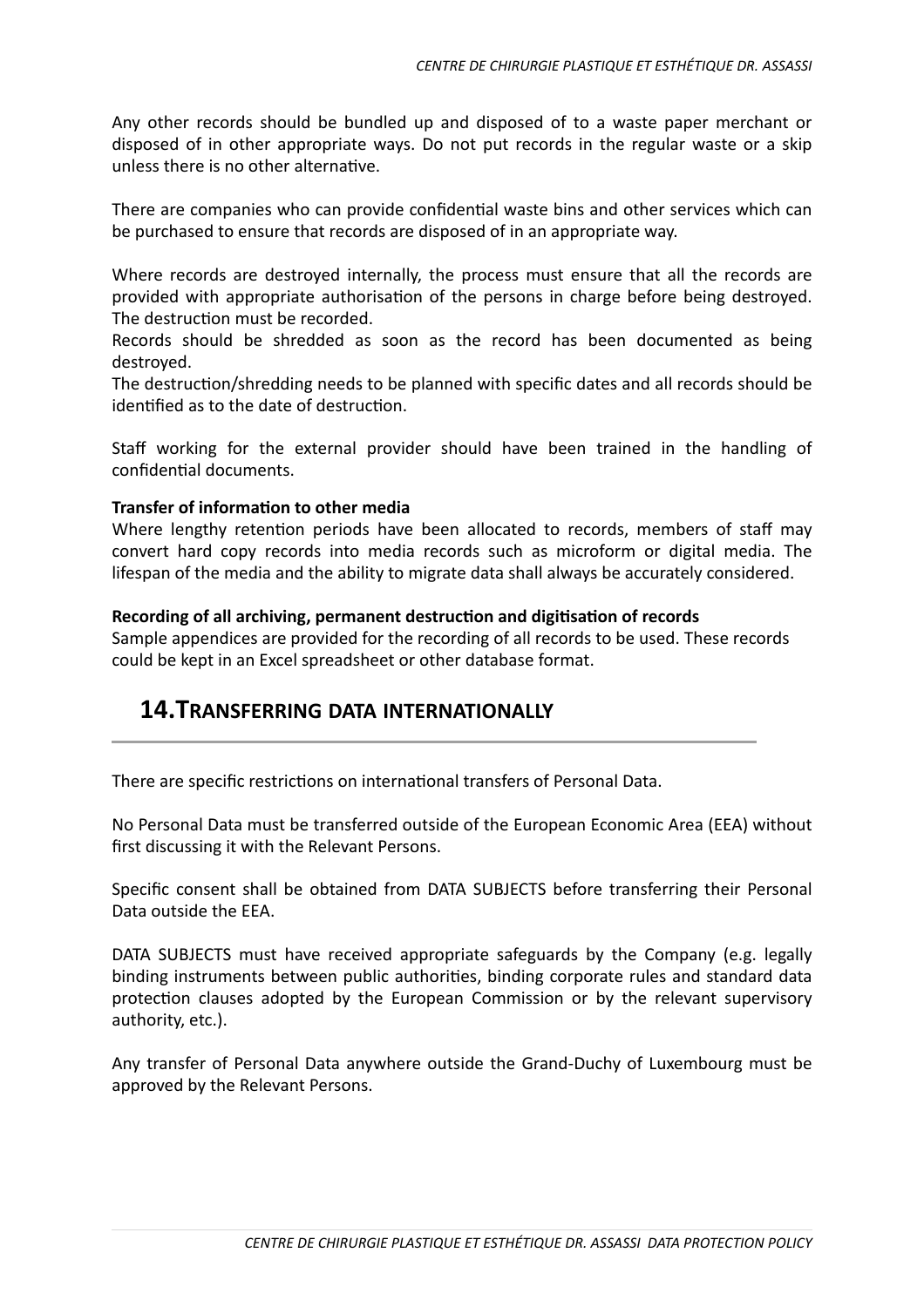Any other records should be bundled up and disposed of to a waste paper merchant or disposed of in other appropriate ways. Do not put records in the regular waste or a skip unless there is no other alternative.

There are companies who can provide confidential waste bins and other services which can be purchased to ensure that records are disposed of in an appropriate way.

Where records are destroyed internally, the process must ensure that all the records are provided with appropriate authorisation of the persons in charge before being destroyed. The destruction must be recorded.
Records should be shredded as soon as the record has been documented as being destroyed.
The destruction/shredding needs to be planned with specific dates and all records should be identified as to the date of destruction.

Staff working for the external provider should have been trained in the handling of confidential documents.

**Transfer of information to other media**
Where lengthy retention periods have been allocated to records, members of staff may convert hard copy records into media records such as microform or digital media. The lifespan of the media and the ability to migrate data shall always be accurately considered.

**Recording of all archiving, permanent destruction and digitisation of records**
Sample appendices are provided for the recording of all records to be used. These records could be kept in an Excel spreadsheet or other database format.

## 14. Transferring data internationally

There are specific restrictions on international transfers of Personal Data.

No Personal Data must be transferred outside of the European Economic Area (EEA) without first discussing it with the Relevant Persons.

Specific consent shall be obtained from DATA SUBJECTS before transferring their Personal Data outside the EEA.

DATA SUBJECTS must have received appropriate safeguards by the Company (e.g. legally binding instruments between public authorities, binding corporate rules and standard data protection clauses adopted by the European Commission or by the relevant supervisory authority, etc.).

Any transfer of Personal Data anywhere outside the Grand-Duchy of Luxembourg must be approved by the Relevant Persons.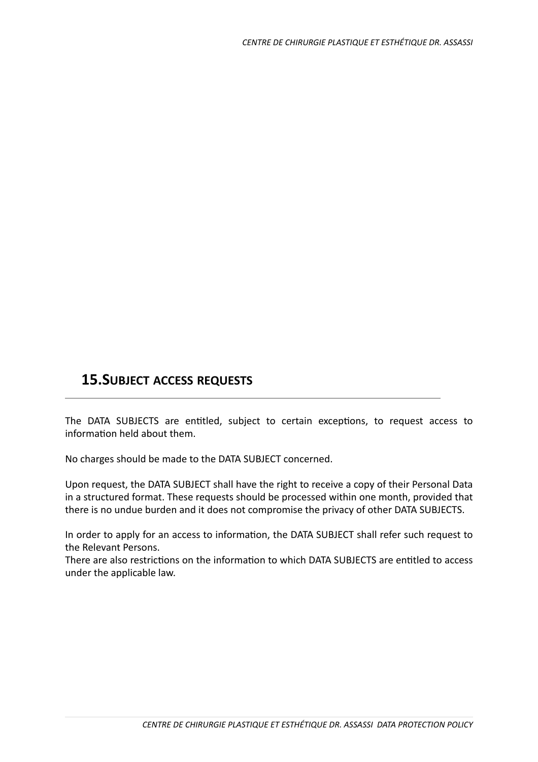## 15. SUBJECT ACCESS REQUESTS

The DATA SUBJECTS are entitled, subject to certain exceptions, to request access to information held about them.

No charges should be made to the DATA SUBJECT concerned.

Upon request, the DATA SUBJECT shall have the right to receive a copy of their Personal Data in a structured format. These requests should be processed within one month, provided that there is no undue burden and it does not compromise the privacy of other DATA SUBJECTS.

In order to apply for an access to information, the DATA SUBJECT shall refer such request to the Relevant Persons.
There are also restrictions on the information to which DATA SUBJECTS are entitled to access under the applicable law.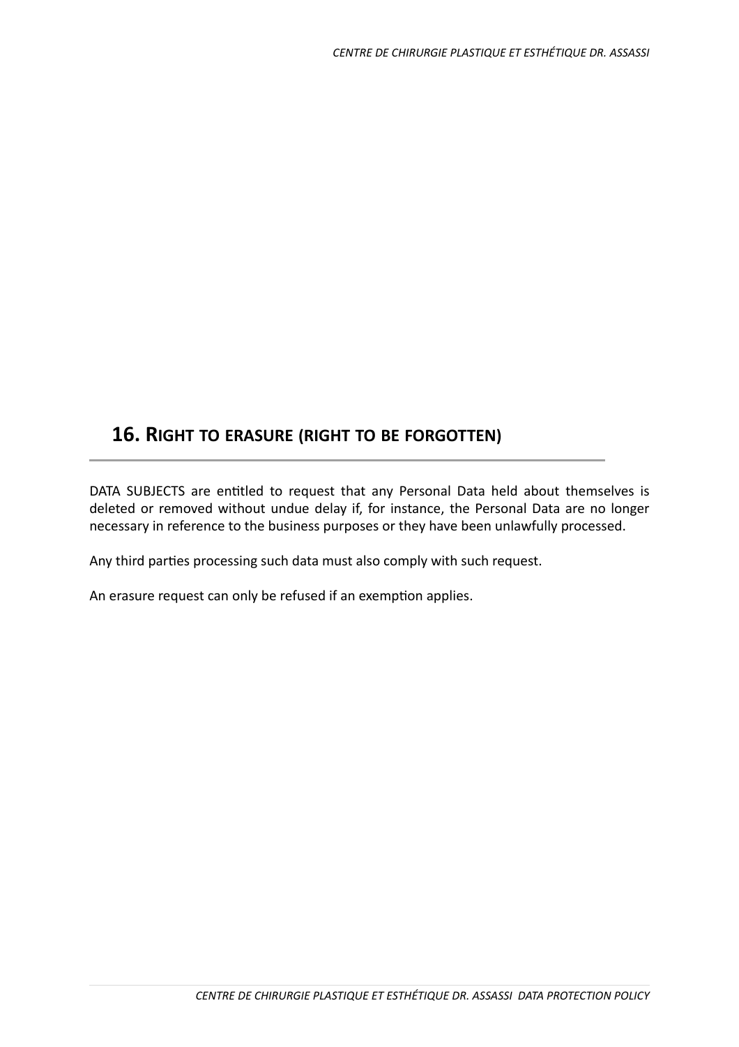## 16. RIGHT TO ERASURE (RIGHT TO BE FORGOTTEN)

DATA SUBJECTS are entitled to request that any Personal Data held about themselves is deleted or removed without undue delay if, for instance, the Personal Data are no longer necessary in reference to the business purposes or they have been unlawfully processed.

Any third parties processing such data must also comply with such request.

An erasure request can only be refused if an exemption applies.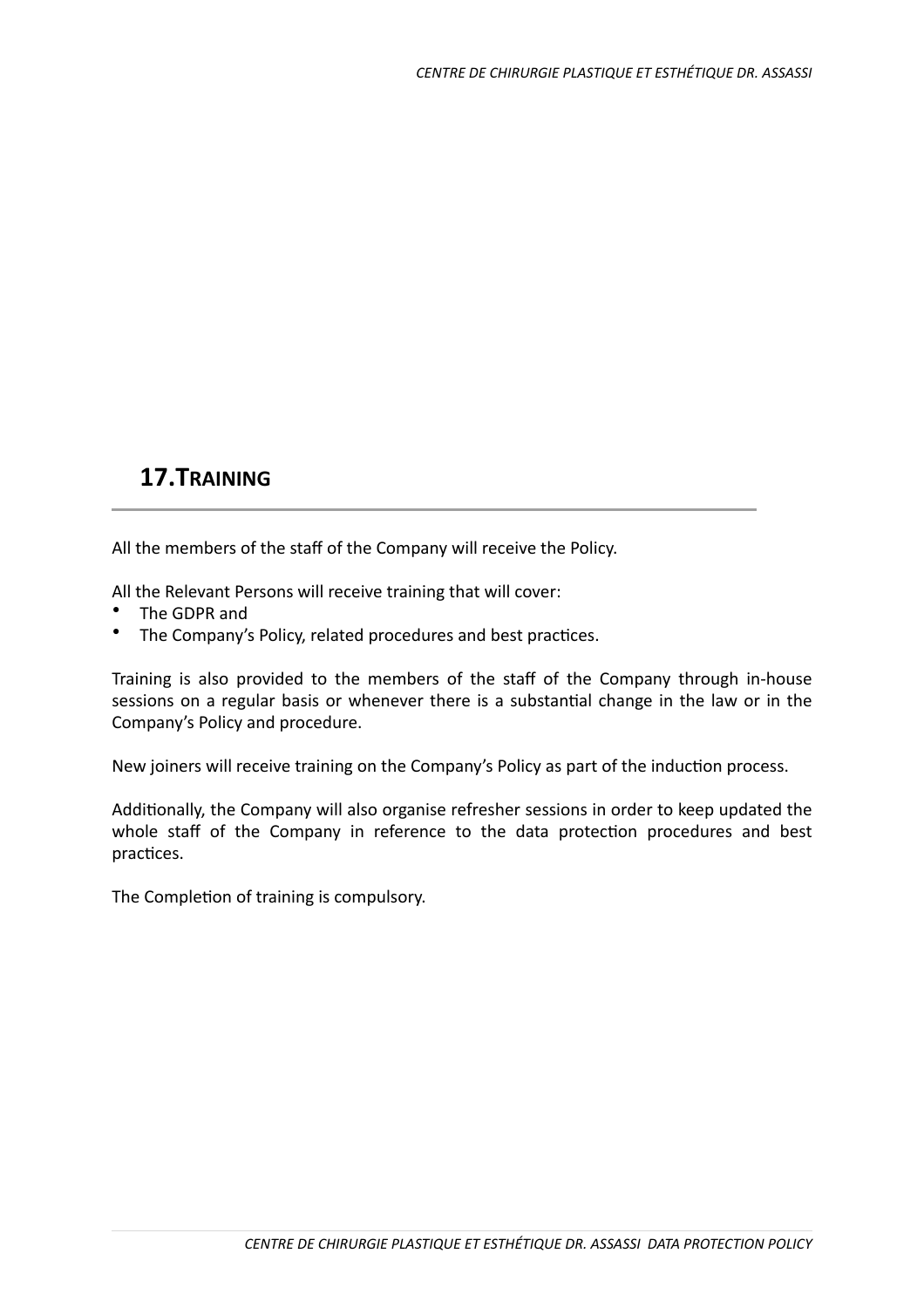## 17. TRAINING

All the members of the staff of the Company will receive the Policy.

All the Relevant Persons will receive training that will cover:

- The GDPR and
- The Company's Policy, related procedures and best practices.

Training is also provided to the members of the staff of the Company through in-house sessions on a regular basis or whenever there is a substantial change in the law or in the Company's Policy and procedure.

New joiners will receive training on the Company's Policy as part of the induction process.

Additionally, the Company will also organise refresher sessions in order to keep updated the whole staff of the Company in reference to the data protection procedures and best practices.

The Completion of training is compulsory.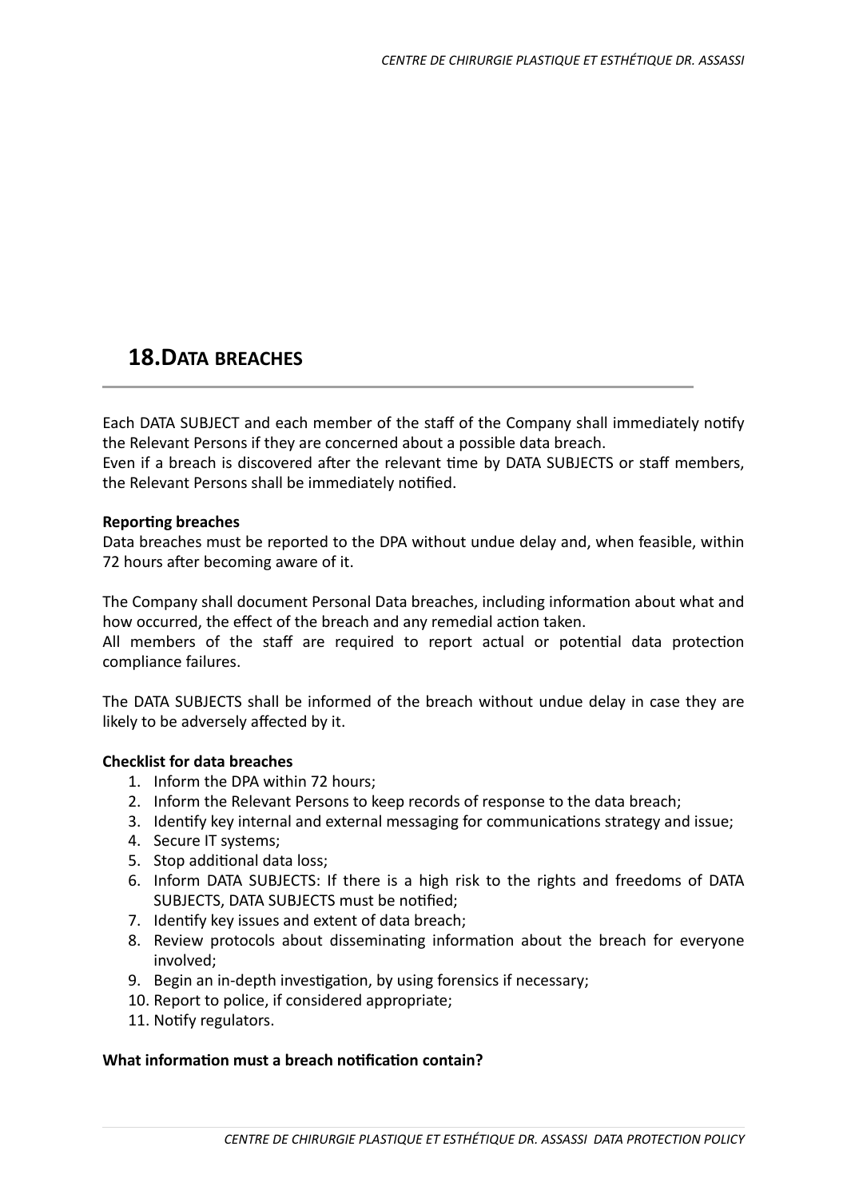## 18. DATA BREACHES

Each DATA SUBJECT and each member of the staff of the Company shall immediately notify the Relevant Persons if they are concerned about a possible data breach.
Even if a breach is discovered after the relevant time by DATA SUBJECTS or staff members, the Relevant Persons shall be immediately notified.

**Reporting breaches**
Data breaches must be reported to the DPA without undue delay and, when feasible, within 72 hours after becoming aware of it.

The Company shall document Personal Data breaches, including information about what and how occurred, the effect of the breach and any remedial action taken.
All members of the staff are required to report actual or potential data protection compliance failures.

The DATA SUBJECTS shall be informed of the breach without undue delay in case they are likely to be adversely affected by it.

**Checklist for data breaches**

1. Inform the DPA within 72 hours;
2. Inform the Relevant Persons to keep records of response to the data breach;
3. Identify key internal and external messaging for communications strategy and issue;
4. Secure IT systems;
5. Stop additional data loss;
6. Inform DATA SUBJECTS: If there is a high risk to the rights and freedoms of DATA SUBJECTS, DATA SUBJECTS must be notified;
7. Identify key issues and extent of data breach;
8. Review protocols about disseminating information about the breach for everyone involved;
9. Begin an in-depth investigation, by using forensics if necessary;
10. Report to police, if considered appropriate;
11. Notify regulators.

**What information must a breach notification contain?**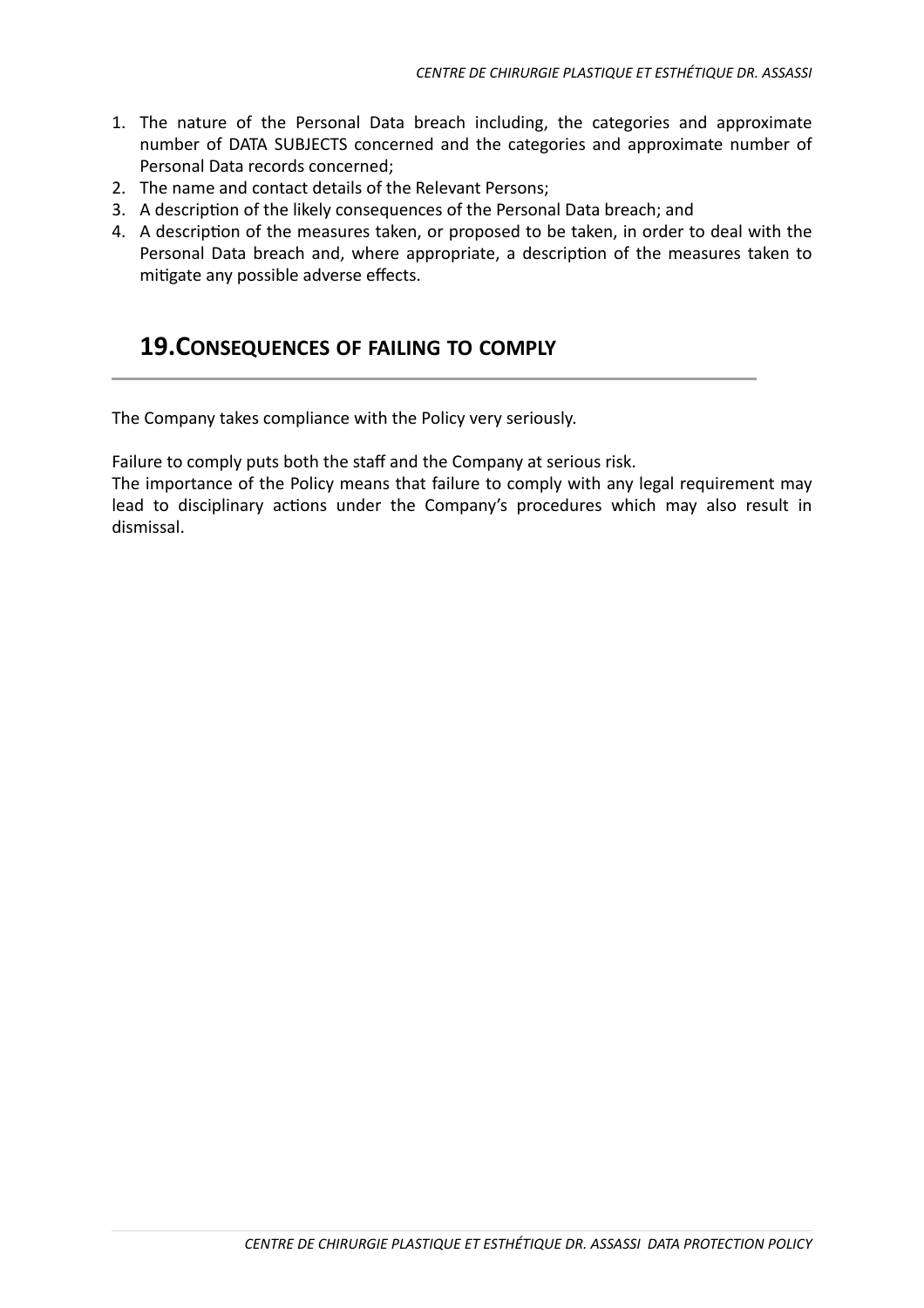1. The nature of the Personal Data breach including, the categories and approximate number of DATA SUBJECTS concerned and the categories and approximate number of Personal Data records concerned;
2. The name and contact details of the Relevant Persons;
3. A description of the likely consequences of the Personal Data breach; and
4. A description of the measures taken, or proposed to be taken, in order to deal with the Personal Data breach and, where appropriate, a description of the measures taken to mitigate any possible adverse effects.

## 19. Consequences of failing to comply

The Company takes compliance with the Policy very seriously.

Failure to comply puts both the staff and the Company at serious risk.
The importance of the Policy means that failure to comply with any legal requirement may lead to disciplinary actions under the Company's procedures which may also result in dismissal.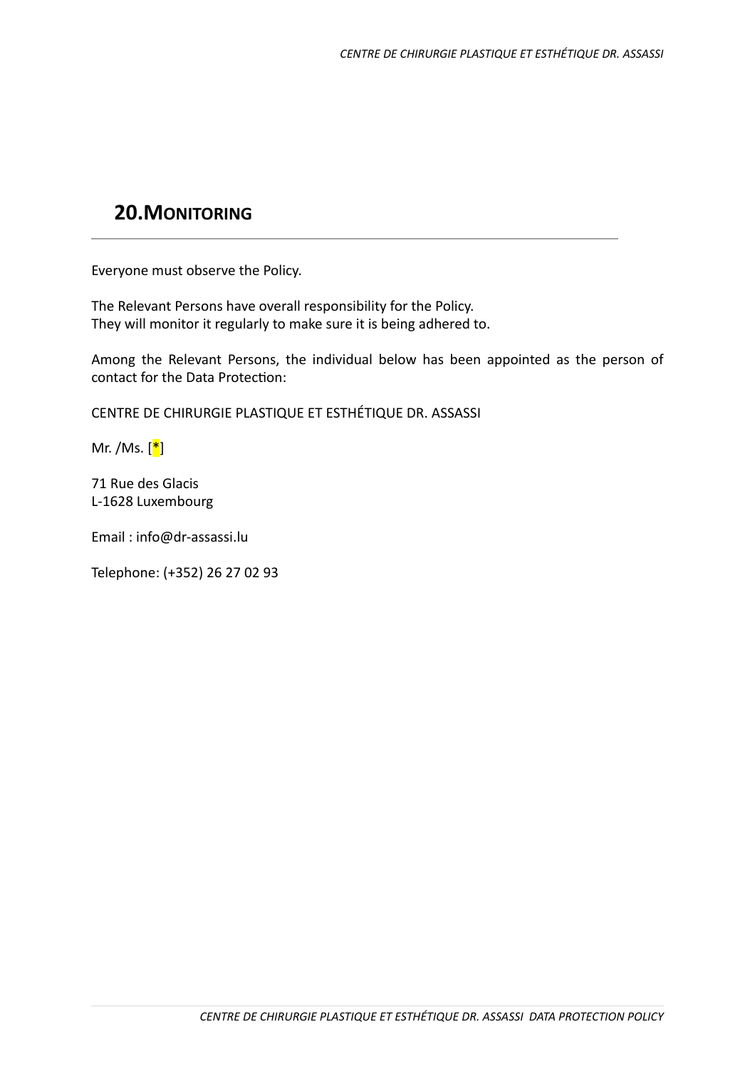## 20. Monitoring

Everyone must observe the Policy.

The Relevant Persons have overall responsibility for the Policy.
They will monitor it regularly to make sure it is being adhered to.

Among the Relevant Persons, the individual below has been appointed as the person of contact for the Data Protection:

CENTRE DE CHIRURGIE PLASTIQUE ET ESTHÉTIQUE DR. ASSASSI

Mr. /Ms. [*]

71 Rue des Glacis
L-1628 Luxembourg

Email : info@dr-assassi.lu

Telephone: (+352) 26 27 02 93